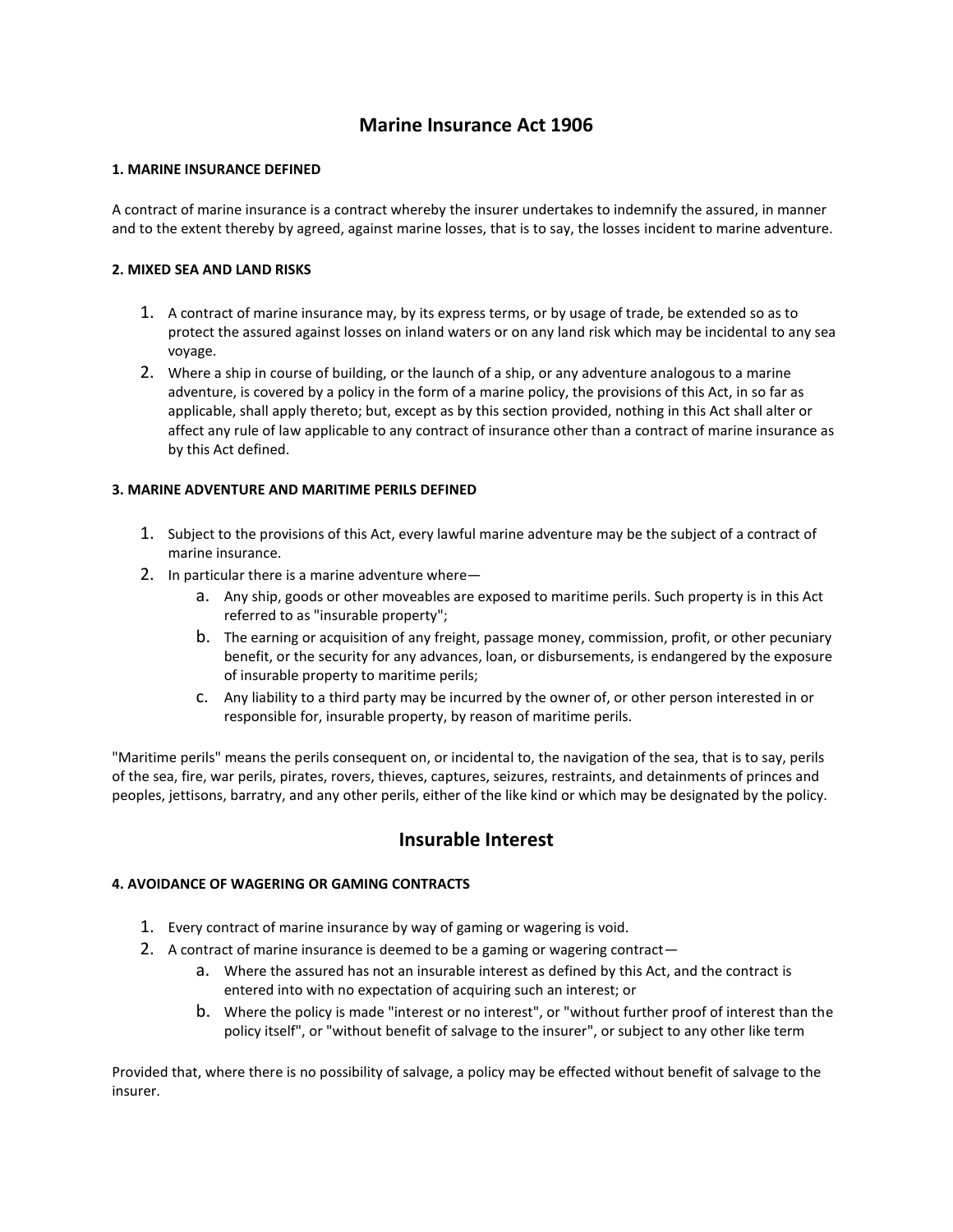# Marine Insurance Act 1906

### 1. MARINE INSURANCE DEFINED

A contract of marine insurance is a contract whereby the insurer undertakes to indemnify the assured, in manner and to the extent thereby by agreed, against marine losses, that is to say, the losses incident to marine adventure.

### 2. MIXED SEA AND LAND RISKS

1. A contract of marine insurance may, by its express terms, or by usage of trade, be extended so as to protect the assured against losses on inland waters or on any land risk which may be incidental to any sea voyage.
2. Where a ship in course of building, or the launch of a ship, or any adventure analogous to a marine adventure, is covered by a policy in the form of a marine policy, the provisions of this Act, in so far as applicable, shall apply thereto; but, except as by this section provided, nothing in this Act shall alter or affect any rule of law applicable to any contract of insurance other than a contract of marine insurance as by this Act defined.

### 3. MARINE ADVENTURE AND MARITIME PERILS DEFINED

1. Subject to the provisions of this Act, every lawful marine adventure may be the subject of a contract of marine insurance.
2. In particular there is a marine adventure where—
   a. Any ship, goods or other moveables are exposed to maritime perils. Such property is in this Act referred to as "insurable property";
   b. The earning or acquisition of any freight, passage money, commission, profit, or other pecuniary benefit, or the security for any advances, loan, or disbursements, is endangered by the exposure of insurable property to maritime perils;
   c. Any liability to a third party may be incurred by the owner of, or other person interested in or responsible for, insurable property, by reason of maritime perils.

"Maritime perils" means the perils consequent on, or incidental to, the navigation of the sea, that is to say, perils of the sea, fire, war perils, pirates, rovers, thieves, captures, seizures, restraints, and detainments of princes and peoples, jettisons, barratry, and any other perils, either of the like kind or which may be designated by the policy.

## Insurable Interest

### 4. AVOIDANCE OF WAGERING OR GAMING CONTRACTS

1. Every contract of marine insurance by way of gaming or wagering is void.
2. A contract of marine insurance is deemed to be a gaming or wagering contract—
   a. Where the assured has not an insurable interest as defined by this Act, and the contract is entered into with no expectation of acquiring such an interest; or
   b. Where the policy is made "interest or no interest", or "without further proof of interest than the policy itself", or "without benefit of salvage to the insurer", or subject to any other like term

Provided that, where there is no possibility of salvage, a policy may be effected without benefit of salvage to the insurer.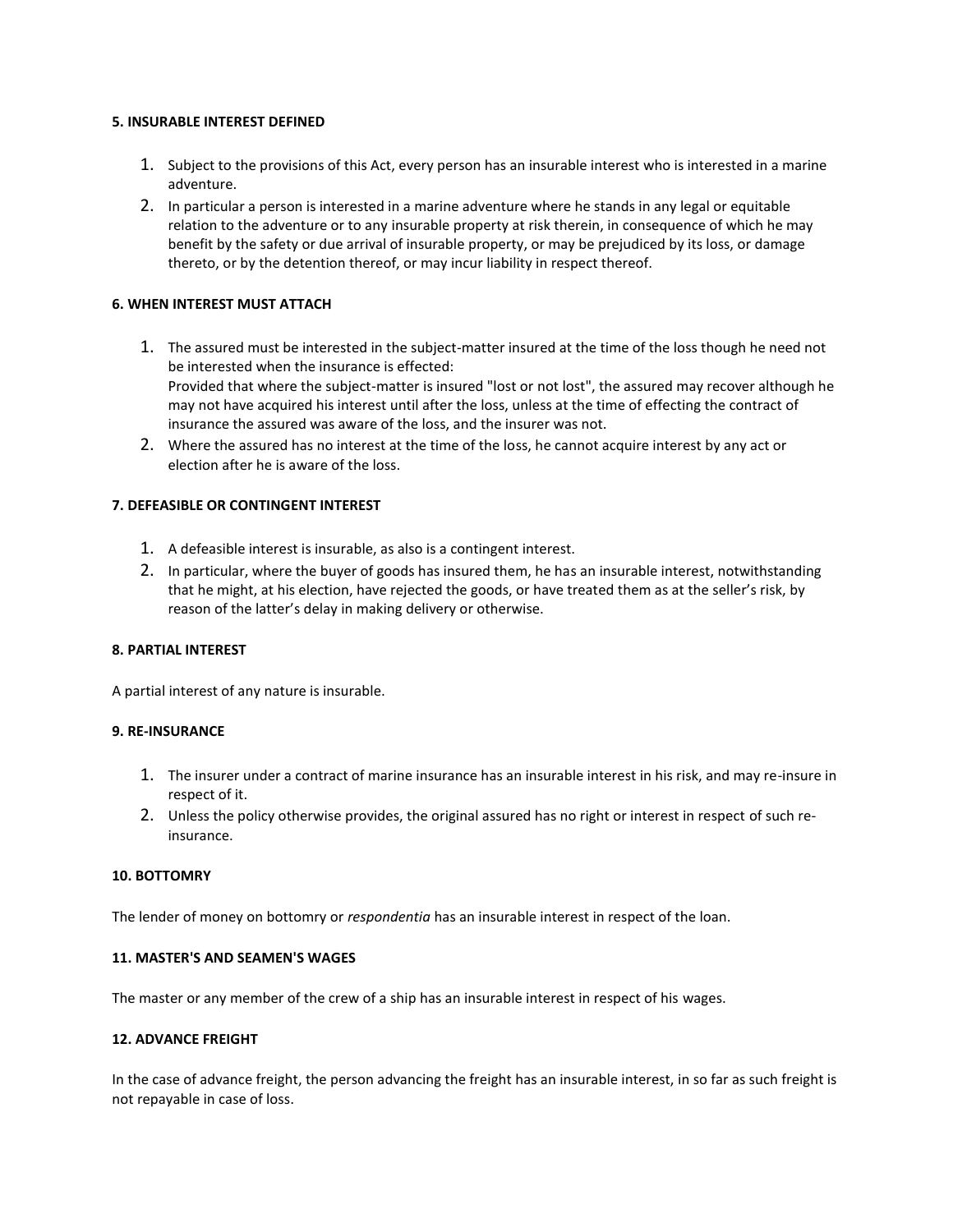**5. INSURABLE INTEREST DEFINED**

1. Subject to the provisions of this Act, every person has an insurable interest who is interested in a marine adventure.
2. In particular a person is interested in a marine adventure where he stands in any legal or equitable relation to the adventure or to any insurable property at risk therein, in consequence of which he may benefit by the safety or due arrival of insurable property, or may be prejudiced by its loss, or damage thereto, or by the detention thereof, or may incur liability in respect thereof.

**6. WHEN INTEREST MUST ATTACH**

1. The assured must be interested in the subject-matter insured at the time of the loss though he need not be interested when the insurance is effected:
   Provided that where the subject-matter is insured "lost or not lost", the assured may recover although he may not have acquired his interest until after the loss, unless at the time of effecting the contract of insurance the assured was aware of the loss, and the insurer was not.
2. Where the assured has no interest at the time of the loss, he cannot acquire interest by any act or election after he is aware of the loss.

**7. DEFEASIBLE OR CONTINGENT INTEREST**

1. A defeasible interest is insurable, as also is a contingent interest.
2. In particular, where the buyer of goods has insured them, he has an insurable interest, notwithstanding that he might, at his election, have rejected the goods, or have treated them as at the seller's risk, by reason of the latter's delay in making delivery or otherwise.

**8. PARTIAL INTEREST**

A partial interest of any nature is insurable.

**9. RE-INSURANCE**

1. The insurer under a contract of marine insurance has an insurable interest in his risk, and may re-insure in respect of it.
2. Unless the policy otherwise provides, the original assured has no right or interest in respect of such re-insurance.

**10. BOTTOMRY**

The lender of money on bottomry or *respondentia* has an insurable interest in respect of the loan.

**11. MASTER'S AND SEAMEN'S WAGES**

The master or any member of the crew of a ship has an insurable interest in respect of his wages.

**12. ADVANCE FREIGHT**

In the case of advance freight, the person advancing the freight has an insurable interest, in so far as such freight is not repayable in case of loss.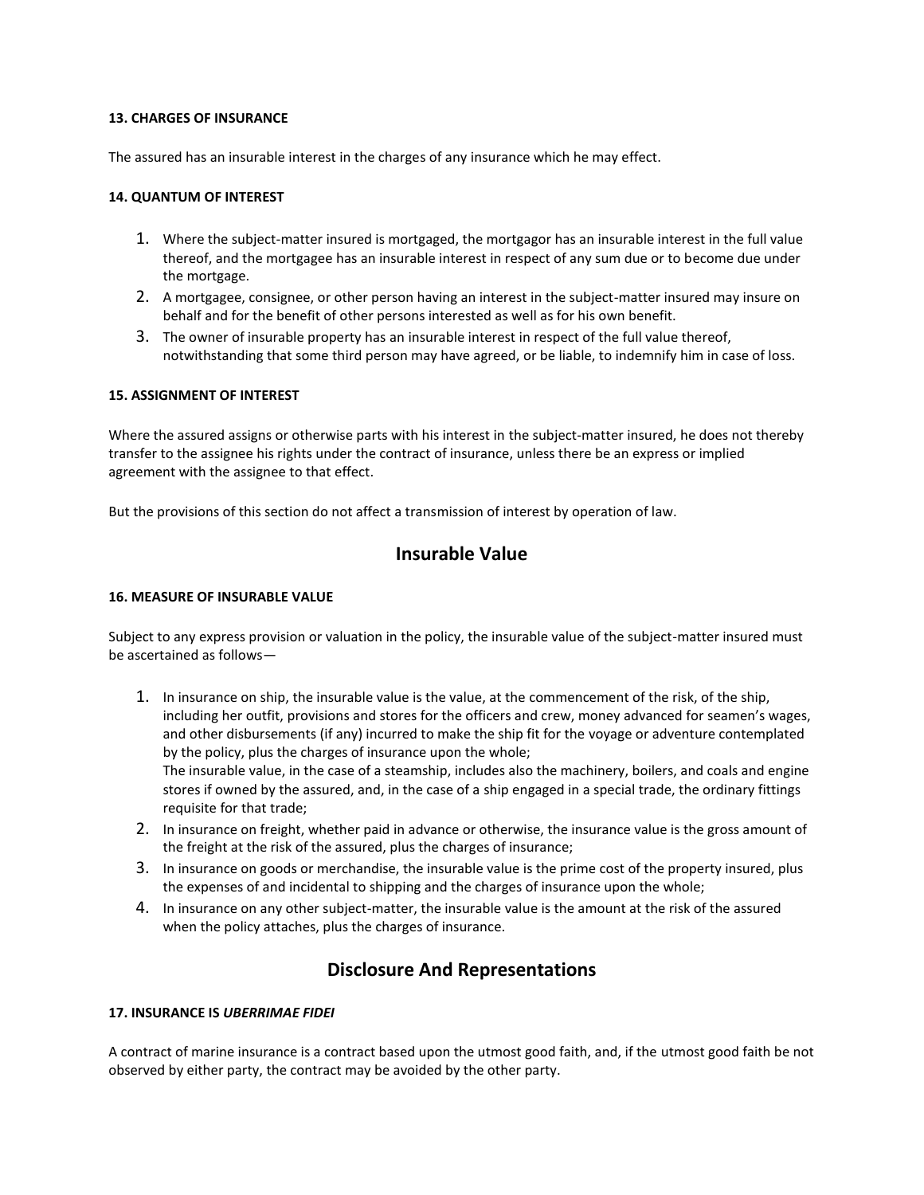#### 13. CHARGES OF INSURANCE

The assured has an insurable interest in the charges of any insurance which he may effect.

#### 14. QUANTUM OF INTEREST

1. Where the subject-matter insured is mortgaged, the mortgagor has an insurable interest in the full value thereof, and the mortgagee has an insurable interest in respect of any sum due or to become due under the mortgage.
2. A mortgagee, consignee, or other person having an interest in the subject-matter insured may insure on behalf and for the benefit of other persons interested as well as for his own benefit.
3. The owner of insurable property has an insurable interest in respect of the full value thereof, notwithstanding that some third person may have agreed, or be liable, to indemnify him in case of loss.

#### 15. ASSIGNMENT OF INTEREST

Where the assured assigns or otherwise parts with his interest in the subject-matter insured, he does not thereby transfer to the assignee his rights under the contract of insurance, unless there be an express or implied agreement with the assignee to that effect.

But the provisions of this section do not affect a transmission of interest by operation of law.

## Insurable Value

#### 16. MEASURE OF INSURABLE VALUE

Subject to any express provision or valuation in the policy, the insurable value of the subject-matter insured must be ascertained as follows—

1. In insurance on ship, the insurable value is the value, at the commencement of the risk, of the ship, including her outfit, provisions and stores for the officers and crew, money advanced for seamen's wages, and other disbursements (if any) incurred to make the ship fit for the voyage or adventure contemplated by the policy, plus the charges of insurance upon the whole;
   The insurable value, in the case of a steamship, includes also the machinery, boilers, and coals and engine stores if owned by the assured, and, in the case of a ship engaged in a special trade, the ordinary fittings requisite for that trade;
2. In insurance on freight, whether paid in advance or otherwise, the insurance value is the gross amount of the freight at the risk of the assured, plus the charges of insurance;
3. In insurance on goods or merchandise, the insurable value is the prime cost of the property insured, plus the expenses of and incidental to shipping and the charges of insurance upon the whole;
4. In insurance on any other subject-matter, the insurable value is the amount at the risk of the assured when the policy attaches, plus the charges of insurance.

## Disclosure And Representations

#### 17. INSURANCE IS *UBERRIMAE FIDEI*

A contract of marine insurance is a contract based upon the utmost good faith, and, if the utmost good faith be not observed by either party, the contract may be avoided by the other party.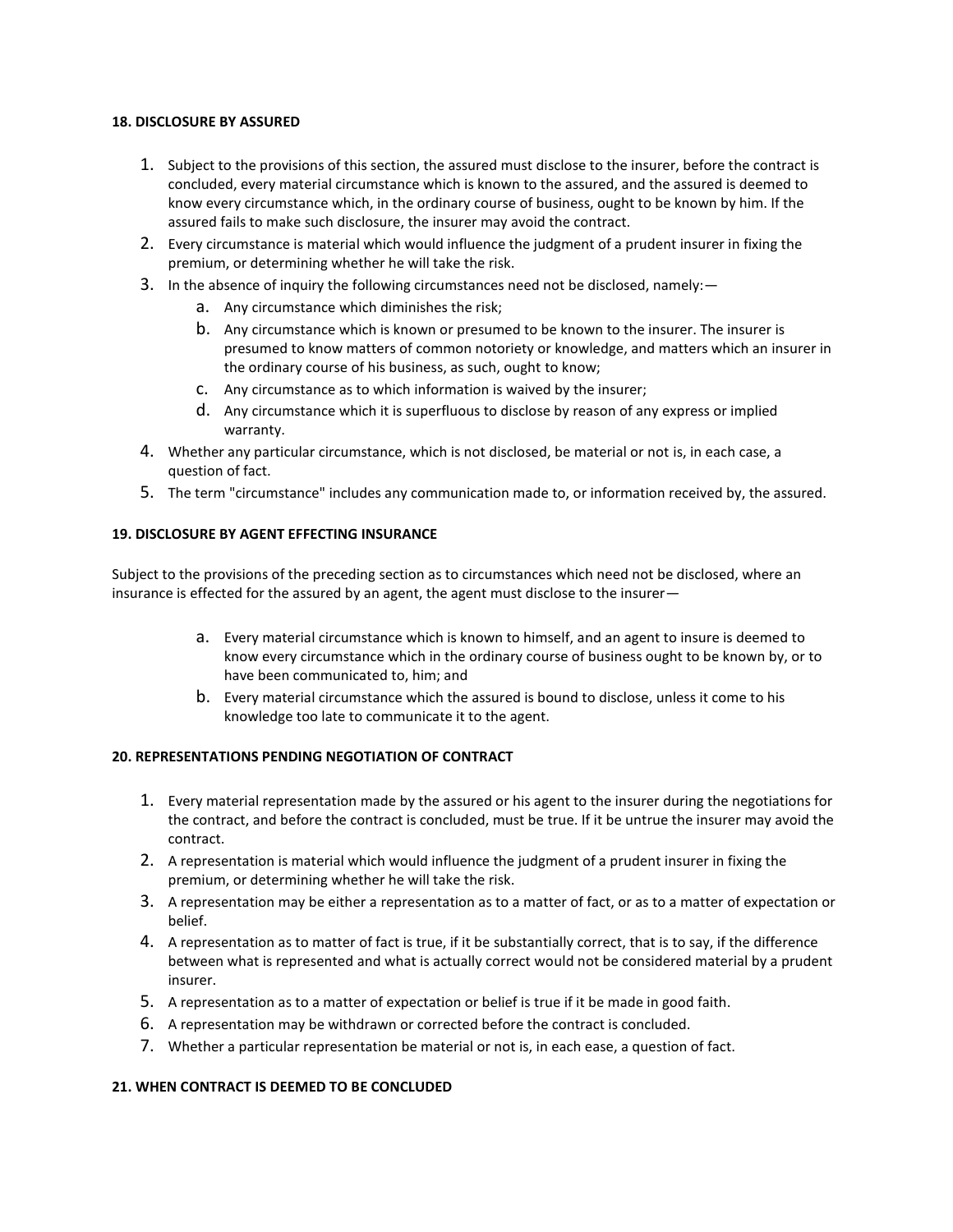**18. DISCLOSURE BY ASSURED**

1. Subject to the provisions of this section, the assured must disclose to the insurer, before the contract is concluded, every material circumstance which is known to the assured, and the assured is deemed to know every circumstance which, in the ordinary course of business, ought to be known by him. If the assured fails to make such disclosure, the insurer may avoid the contract.
2. Every circumstance is material which would influence the judgment of a prudent insurer in fixing the premium, or determining whether he will take the risk.
3. In the absence of inquiry the following circumstances need not be disclosed, namely:—
   a. Any circumstance which diminishes the risk;
   b. Any circumstance which is known or presumed to be known to the insurer. The insurer is presumed to know matters of common notoriety or knowledge, and matters which an insurer in the ordinary course of his business, as such, ought to know;
   c. Any circumstance as to which information is waived by the insurer;
   d. Any circumstance which it is superfluous to disclose by reason of any express or implied warranty.
4. Whether any particular circumstance, which is not disclosed, be material or not is, in each case, a question of fact.
5. The term "circumstance" includes any communication made to, or information received by, the assured.

**19. DISCLOSURE BY AGENT EFFECTING INSURANCE**

Subject to the provisions of the preceding section as to circumstances which need not be disclosed, where an insurance is effected for the assured by an agent, the agent must disclose to the insurer—

a. Every material circumstance which is known to himself, and an agent to insure is deemed to know every circumstance which in the ordinary course of business ought to be known by, or to have been communicated to, him; and
b. Every material circumstance which the assured is bound to disclose, unless it come to his knowledge too late to communicate it to the agent.

**20. REPRESENTATIONS PENDING NEGOTIATION OF CONTRACT**

1. Every material representation made by the assured or his agent to the insurer during the negotiations for the contract, and before the contract is concluded, must be true. If it be untrue the insurer may avoid the contract.
2. A representation is material which would influence the judgment of a prudent insurer in fixing the premium, or determining whether he will take the risk.
3. A representation may be either a representation as to a matter of fact, or as to a matter of expectation or belief.
4. A representation as to matter of fact is true, if it be substantially correct, that is to say, if the difference between what is represented and what is actually correct would not be considered material by a prudent insurer.
5. A representation as to a matter of expectation or belief is true if it be made in good faith.
6. A representation may be withdrawn or corrected before the contract is concluded.
7. Whether a particular representation be material or not is, in each ease, a question of fact.

**21. WHEN CONTRACT IS DEEMED TO BE CONCLUDED**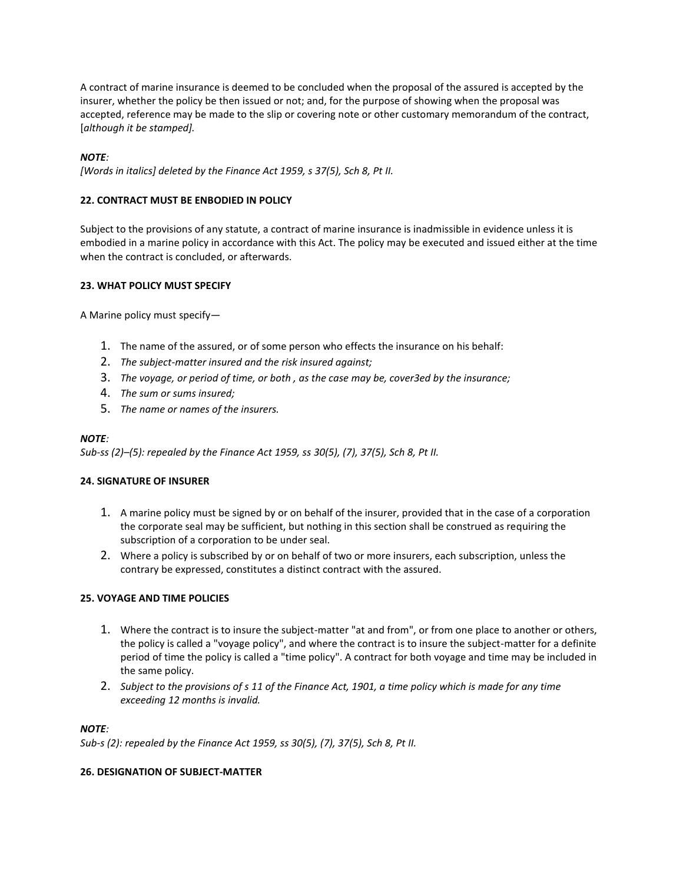A contract of marine insurance is deemed to be concluded when the proposal of the assured is accepted by the insurer, whether the policy be then issued or not; and, for the purpose of showing when the proposal was accepted, reference may be made to the slip or covering note or other customary memorandum of the contract, [*although it be stamped].*

***NOTE****:*
*[Words in italics] deleted by the Finance Act 1959, s 37(5), Sch 8, Pt II.*

**22. CONTRACT MUST BE ENBODIED IN POLICY**

Subject to the provisions of any statute, a contract of marine insurance is inadmissible in evidence unless it is embodied in a marine policy in accordance with this Act. The policy may be executed and issued either at the time when the contract is concluded, or afterwards.

**23. WHAT POLICY MUST SPECIFY**

A Marine policy must specify—

1. The name of the assured, or of some person who effects the insurance on his behalf:
2. *The subject-matter insured and the risk insured against;*
3. *The voyage, or period of time, or both , as the case may be, cover3ed by the insurance;*
4. *The sum or sums insured;*
5. *The name or names of the insurers.*

***NOTE****:*
*Sub-ss (2)–(5): repealed by the Finance Act 1959, ss 30(5), (7), 37(5), Sch 8, Pt II.*

**24. SIGNATURE OF INSURER**

1. A marine policy must be signed by or on behalf of the insurer, provided that in the case of a corporation the corporate seal may be sufficient, but nothing in this section shall be construed as requiring the subscription of a corporation to be under seal.
2. Where a policy is subscribed by or on behalf of two or more insurers, each subscription, unless the contrary be expressed, constitutes a distinct contract with the assured.

**25. VOYAGE AND TIME POLICIES**

1. Where the contract is to insure the subject-matter "at and from", or from one place to another or others, the policy is called a "voyage policy", and where the contract is to insure the subject-matter for a definite period of time the policy is called a "time policy". A contract for both voyage and time may be included in the same policy.
2. *Subject to the provisions of s 11 of the Finance Act, 1901, a time policy which is made for any time exceeding 12 months is invalid.*

***NOTE****:*
*Sub-s (2): repealed by the Finance Act 1959, ss 30(5), (7), 37(5), Sch 8, Pt II.*

**26. DESIGNATION OF SUBJECT-MATTER**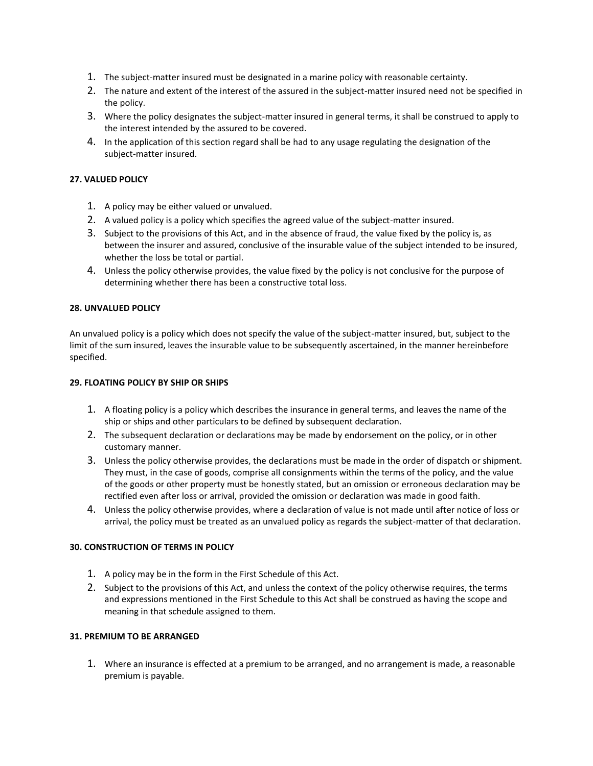1. The subject-matter insured must be designated in a marine policy with reasonable certainty.
2. The nature and extent of the interest of the assured in the subject-matter insured need not be specified in the policy.
3. Where the policy designates the subject-matter insured in general terms, it shall be construed to apply to the interest intended by the assured to be covered.
4. In the application of this section regard shall be had to any usage regulating the designation of the subject-matter insured.

**27. VALUED POLICY**

1. A policy may be either valued or unvalued.
2. A valued policy is a policy which specifies the agreed value of the subject-matter insured.
3. Subject to the provisions of this Act, and in the absence of fraud, the value fixed by the policy is, as between the insurer and assured, conclusive of the insurable value of the subject intended to be insured, whether the loss be total or partial.
4. Unless the policy otherwise provides, the value fixed by the policy is not conclusive for the purpose of determining whether there has been a constructive total loss.

**28. UNVALUED POLICY**

An unvalued policy is a policy which does not specify the value of the subject-matter insured, but, subject to the limit of the sum insured, leaves the insurable value to be subsequently ascertained, in the manner hereinbefore specified.

**29. FLOATING POLICY BY SHIP OR SHIPS**

1. A floating policy is a policy which describes the insurance in general terms, and leaves the name of the ship or ships and other particulars to be defined by subsequent declaration.
2. The subsequent declaration or declarations may be made by endorsement on the policy, or in other customary manner.
3. Unless the policy otherwise provides, the declarations must be made in the order of dispatch or shipment. They must, in the case of goods, comprise all consignments within the terms of the policy, and the value of the goods or other property must be honestly stated, but an omission or erroneous declaration may be rectified even after loss or arrival, provided the omission or declaration was made in good faith.
4. Unless the policy otherwise provides, where a declaration of value is not made until after notice of loss or arrival, the policy must be treated as an unvalued policy as regards the subject-matter of that declaration.

**30. CONSTRUCTION OF TERMS IN POLICY**

1. A policy may be in the form in the First Schedule of this Act.
2. Subject to the provisions of this Act, and unless the context of the policy otherwise requires, the terms and expressions mentioned in the First Schedule to this Act shall be construed as having the scope and meaning in that schedule assigned to them.

**31. PREMIUM TO BE ARRANGED**

1. Where an insurance is effected at a premium to be arranged, and no arrangement is made, a reasonable premium is payable.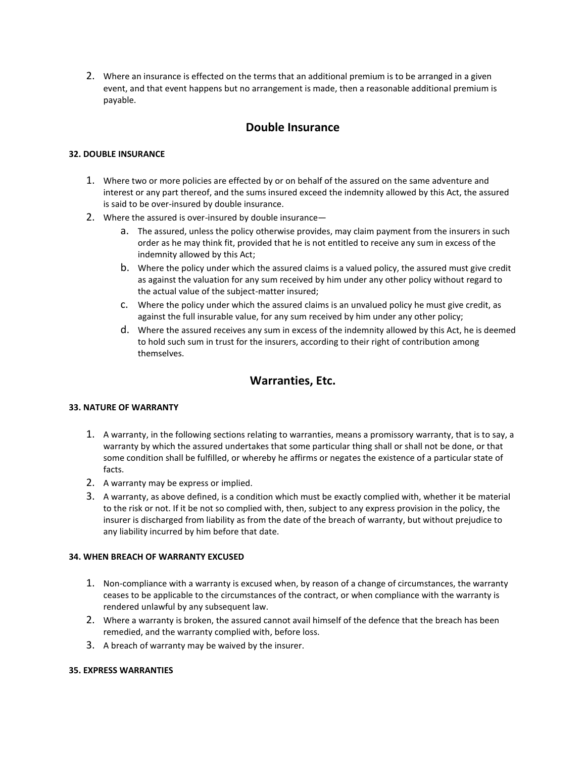2. Where an insurance is effected on the terms that an additional premium is to be arranged in a given event, and that event happens but no arrangement is made, then a reasonable additional premium is payable.

## Double Insurance

#### 32. DOUBLE INSURANCE

1. Where two or more policies are effected by or on behalf of the assured on the same adventure and interest or any part thereof, and the sums insured exceed the indemnity allowed by this Act, the assured is said to be over-insured by double insurance.
2. Where the assured is over-insured by double insurance—
    a. The assured, unless the policy otherwise provides, may claim payment from the insurers in such order as he may think fit, provided that he is not entitled to receive any sum in excess of the indemnity allowed by this Act;
    b. Where the policy under which the assured claims is a valued policy, the assured must give credit as against the valuation for any sum received by him under any other policy without regard to the actual value of the subject-matter insured;
    c. Where the policy under which the assured claims is an unvalued policy he must give credit, as against the full insurable value, for any sum received by him under any other policy;
    d. Where the assured receives any sum in excess of the indemnity allowed by this Act, he is deemed to hold such sum in trust for the insurers, according to their right of contribution among themselves.

## Warranties, Etc.

#### 33. NATURE OF WARRANTY

1. A warranty, in the following sections relating to warranties, means a promissory warranty, that is to say, a warranty by which the assured undertakes that some particular thing shall or shall not be done, or that some condition shall be fulfilled, or whereby he affirms or negates the existence of a particular state of facts.
2. A warranty may be express or implied.
3. A warranty, as above defined, is a condition which must be exactly complied with, whether it be material to the risk or not. If it be not so complied with, then, subject to any express provision in the policy, the insurer is discharged from liability as from the date of the breach of warranty, but without prejudice to any liability incurred by him before that date.

#### 34. WHEN BREACH OF WARRANTY EXCUSED

1. Non-compliance with a warranty is excused when, by reason of a change of circumstances, the warranty ceases to be applicable to the circumstances of the contract, or when compliance with the warranty is rendered unlawful by any subsequent law.
2. Where a warranty is broken, the assured cannot avail himself of the defence that the breach has been remedied, and the warranty complied with, before loss.
3. A breach of warranty may be waived by the insurer.

#### 35. EXPRESS WARRANTIES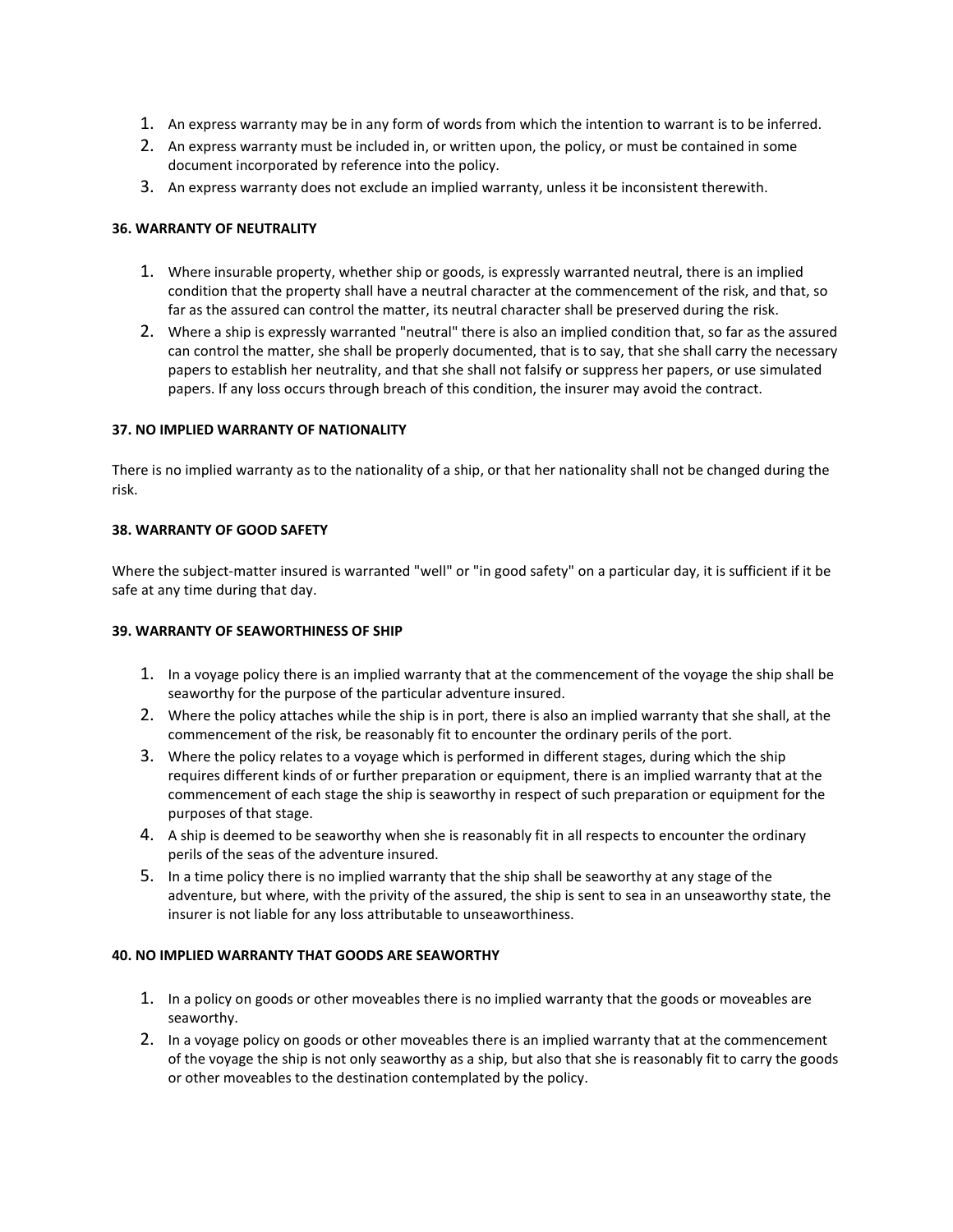1. An express warranty may be in any form of words from which the intention to warrant is to be inferred.
2. An express warranty must be included in, or written upon, the policy, or must be contained in some document incorporated by reference into the policy.
3. An express warranty does not exclude an implied warranty, unless it be inconsistent therewith.

**36. WARRANTY OF NEUTRALITY**

1. Where insurable property, whether ship or goods, is expressly warranted neutral, there is an implied condition that the property shall have a neutral character at the commencement of the risk, and that, so far as the assured can control the matter, its neutral character shall be preserved during the risk.
2. Where a ship is expressly warranted "neutral" there is also an implied condition that, so far as the assured can control the matter, she shall be properly documented, that is to say, that she shall carry the necessary papers to establish her neutrality, and that she shall not falsify or suppress her papers, or use simulated papers. If any loss occurs through breach of this condition, the insurer may avoid the contract.

**37. NO IMPLIED WARRANTY OF NATIONALITY**

There is no implied warranty as to the nationality of a ship, or that her nationality shall not be changed during the risk.

**38. WARRANTY OF GOOD SAFETY**

Where the subject-matter insured is warranted "well" or "in good safety" on a particular day, it is sufficient if it be safe at any time during that day.

**39. WARRANTY OF SEAWORTHINESS OF SHIP**

1. In a voyage policy there is an implied warranty that at the commencement of the voyage the ship shall be seaworthy for the purpose of the particular adventure insured.
2. Where the policy attaches while the ship is in port, there is also an implied warranty that she shall, at the commencement of the risk, be reasonably fit to encounter the ordinary perils of the port.
3. Where the policy relates to a voyage which is performed in different stages, during which the ship requires different kinds of or further preparation or equipment, there is an implied warranty that at the commencement of each stage the ship is seaworthy in respect of such preparation or equipment for the purposes of that stage.
4. A ship is deemed to be seaworthy when she is reasonably fit in all respects to encounter the ordinary perils of the seas of the adventure insured.
5. In a time policy there is no implied warranty that the ship shall be seaworthy at any stage of the adventure, but where, with the privity of the assured, the ship is sent to sea in an unseaworthy state, the insurer is not liable for any loss attributable to unseaworthiness.

**40. NO IMPLIED WARRANTY THAT GOODS ARE SEAWORTHY**

1. In a policy on goods or other moveables there is no implied warranty that the goods or moveables are seaworthy.
2. In a voyage policy on goods or other moveables there is an implied warranty that at the commencement of the voyage the ship is not only seaworthy as a ship, but also that she is reasonably fit to carry the goods or other moveables to the destination contemplated by the policy.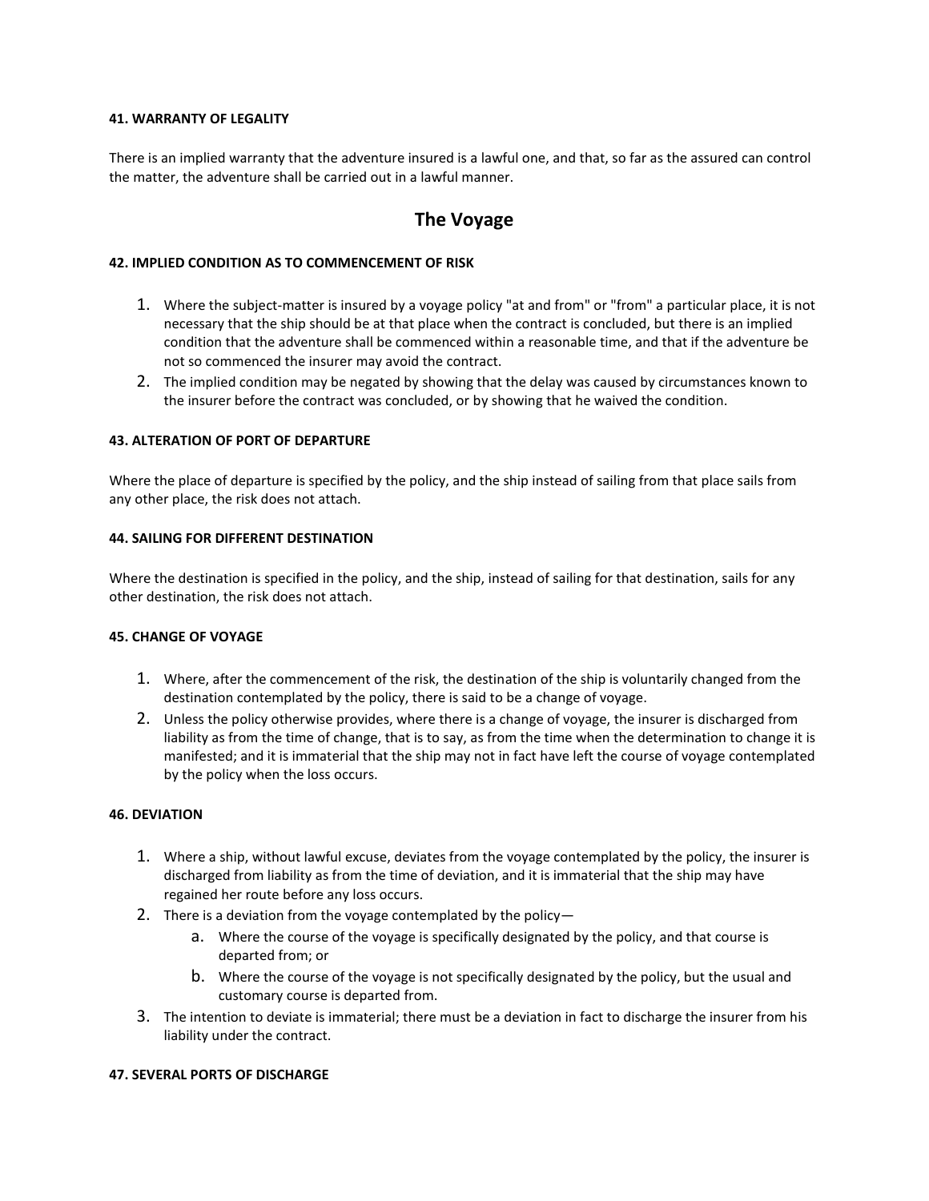#### 41. WARRANTY OF LEGALITY

There is an implied warranty that the adventure insured is a lawful one, and that, so far as the assured can control the matter, the adventure shall be carried out in a lawful manner.

## The Voyage

#### 42. IMPLIED CONDITION AS TO COMMENCEMENT OF RISK

1. Where the subject-matter is insured by a voyage policy "at and from" or "from" a particular place, it is not necessary that the ship should be at that place when the contract is concluded, but there is an implied condition that the adventure shall be commenced within a reasonable time, and that if the adventure be not so commenced the insurer may avoid the contract.
2. The implied condition may be negated by showing that the delay was caused by circumstances known to the insurer before the contract was concluded, or by showing that he waived the condition.

#### 43. ALTERATION OF PORT OF DEPARTURE

Where the place of departure is specified by the policy, and the ship instead of sailing from that place sails from any other place, the risk does not attach.

#### 44. SAILING FOR DIFFERENT DESTINATION

Where the destination is specified in the policy, and the ship, instead of sailing for that destination, sails for any other destination, the risk does not attach.

#### 45. CHANGE OF VOYAGE

1. Where, after the commencement of the risk, the destination of the ship is voluntarily changed from the destination contemplated by the policy, there is said to be a change of voyage.
2. Unless the policy otherwise provides, where there is a change of voyage, the insurer is discharged from liability as from the time of change, that is to say, as from the time when the determination to change it is manifested; and it is immaterial that the ship may not in fact have left the course of voyage contemplated by the policy when the loss occurs.

#### 46. DEVIATION

1. Where a ship, without lawful excuse, deviates from the voyage contemplated by the policy, the insurer is discharged from liability as from the time of deviation, and it is immaterial that the ship may have regained her route before any loss occurs.
2. There is a deviation from the voyage contemplated by the policy—
   a. Where the course of the voyage is specifically designated by the policy, and that course is departed from; or
   b. Where the course of the voyage is not specifically designated by the policy, but the usual and customary course is departed from.
3. The intention to deviate is immaterial; there must be a deviation in fact to discharge the insurer from his liability under the contract.

#### 47. SEVERAL PORTS OF DISCHARGE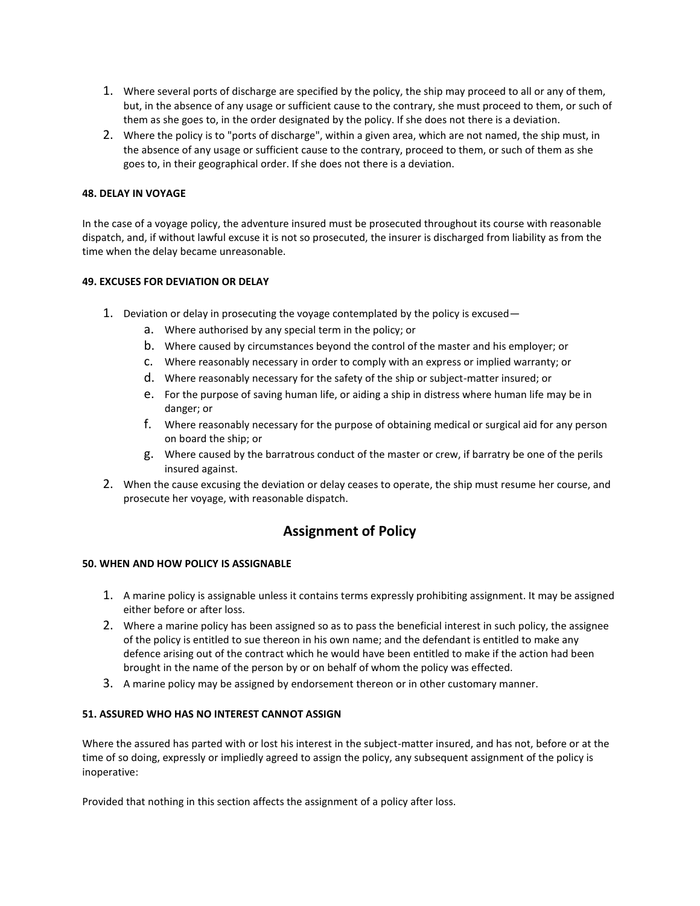1. Where several ports of discharge are specified by the policy, the ship may proceed to all or any of them, but, in the absence of any usage or sufficient cause to the contrary, she must proceed to them, or such of them as she goes to, in the order designated by the policy. If she does not there is a deviation.
2. Where the policy is to "ports of discharge", within a given area, which are not named, the ship must, in the absence of any usage or sufficient cause to the contrary, proceed to them, or such of them as she goes to, in their geographical order. If she does not there is a deviation.

**48. DELAY IN VOYAGE**

In the case of a voyage policy, the adventure insured must be prosecuted throughout its course with reasonable dispatch, and, if without lawful excuse it is not so prosecuted, the insurer is discharged from liability as from the time when the delay became unreasonable.

**49. EXCUSES FOR DEVIATION OR DELAY**

1. Deviation or delay in prosecuting the voyage contemplated by the policy is excused—
   a. Where authorised by any special term in the policy; or
   b. Where caused by circumstances beyond the control of the master and his employer; or
   c. Where reasonably necessary in order to comply with an express or implied warranty; or
   d. Where reasonably necessary for the safety of the ship or subject-matter insured; or
   e. For the purpose of saving human life, or aiding a ship in distress where human life may be in danger; or
   f. Where reasonably necessary for the purpose of obtaining medical or surgical aid for any person on board the ship; or
   g. Where caused by the barratrous conduct of the master or crew, if barratry be one of the perils insured against.
2. When the cause excusing the deviation or delay ceases to operate, the ship must resume her course, and prosecute her voyage, with reasonable dispatch.

## Assignment of Policy

**50. WHEN AND HOW POLICY IS ASSIGNABLE**

1. A marine policy is assignable unless it contains terms expressly prohibiting assignment. It may be assigned either before or after loss.
2. Where a marine policy has been assigned so as to pass the beneficial interest in such policy, the assignee of the policy is entitled to sue thereon in his own name; and the defendant is entitled to make any defence arising out of the contract which he would have been entitled to make if the action had been brought in the name of the person by or on behalf of whom the policy was effected.
3. A marine policy may be assigned by endorsement thereon or in other customary manner.

**51. ASSURED WHO HAS NO INTEREST CANNOT ASSIGN**

Where the assured has parted with or lost his interest in the subject-matter insured, and has not, before or at the time of so doing, expressly or impliedly agreed to assign the policy, any subsequent assignment of the policy is inoperative:

Provided that nothing in this section affects the assignment of a policy after loss.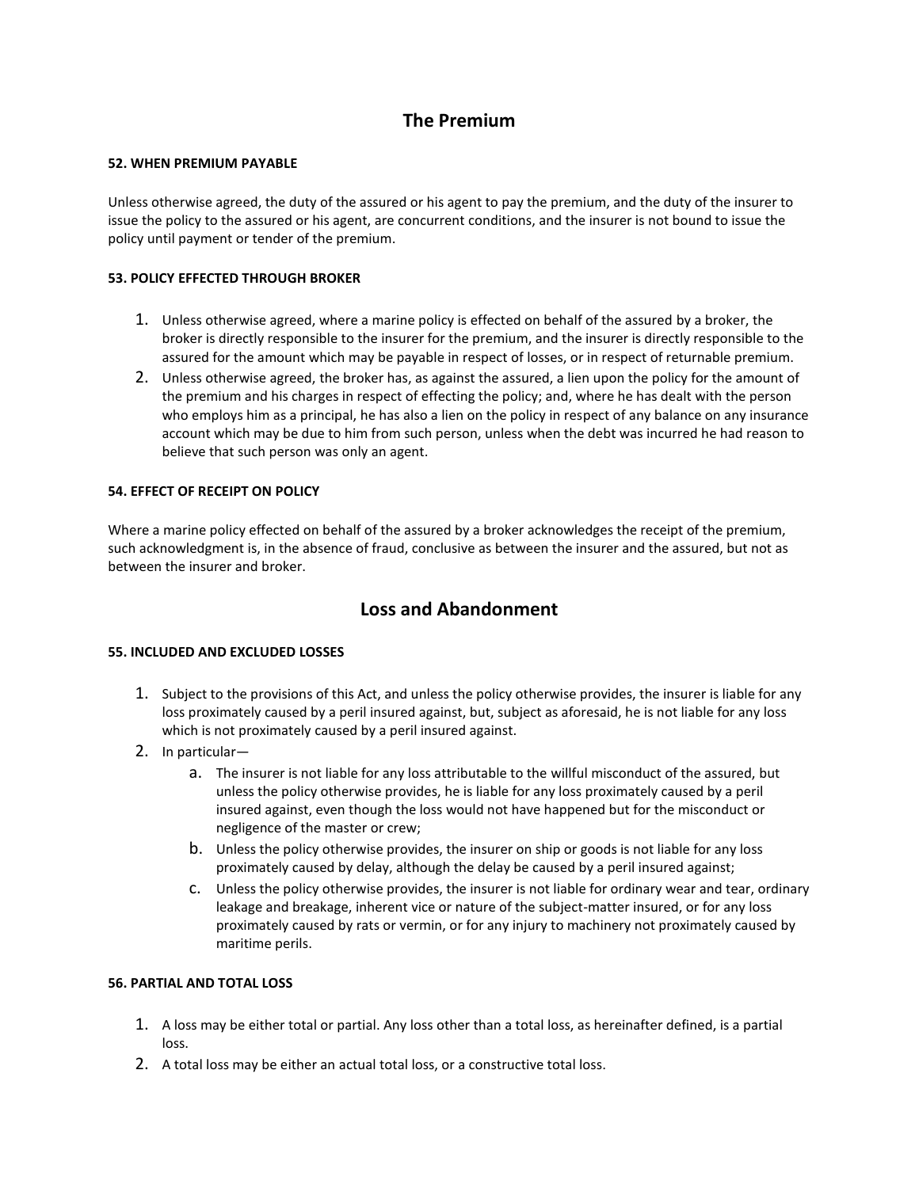## The Premium

### 52. WHEN PREMIUM PAYABLE

Unless otherwise agreed, the duty of the assured or his agent to pay the premium, and the duty of the insurer to issue the policy to the assured or his agent, are concurrent conditions, and the insurer is not bound to issue the policy until payment or tender of the premium.

### 53. POLICY EFFECTED THROUGH BROKER

1. Unless otherwise agreed, where a marine policy is effected on behalf of the assured by a broker, the broker is directly responsible to the insurer for the premium, and the insurer is directly responsible to the assured for the amount which may be payable in respect of losses, or in respect of returnable premium.
2. Unless otherwise agreed, the broker has, as against the assured, a lien upon the policy for the amount of the premium and his charges in respect of effecting the policy; and, where he has dealt with the person who employs him as a principal, he has also a lien on the policy in respect of any balance on any insurance account which may be due to him from such person, unless when the debt was incurred he had reason to believe that such person was only an agent.

### 54. EFFECT OF RECEIPT ON POLICY

Where a marine policy effected on behalf of the assured by a broker acknowledges the receipt of the premium, such acknowledgment is, in the absence of fraud, conclusive as between the insurer and the assured, but not as between the insurer and broker.

## Loss and Abandonment

### 55. INCLUDED AND EXCLUDED LOSSES

1. Subject to the provisions of this Act, and unless the policy otherwise provides, the insurer is liable for any loss proximately caused by a peril insured against, but, subject as aforesaid, he is not liable for any loss which is not proximately caused by a peril insured against.
2. In particular—
   a. The insurer is not liable for any loss attributable to the willful misconduct of the assured, but unless the policy otherwise provides, he is liable for any loss proximately caused by a peril insured against, even though the loss would not have happened but for the misconduct or negligence of the master or crew;
   b. Unless the policy otherwise provides, the insurer on ship or goods is not liable for any loss proximately caused by delay, although the delay be caused by a peril insured against;
   c. Unless the policy otherwise provides, the insurer is not liable for ordinary wear and tear, ordinary leakage and breakage, inherent vice or nature of the subject-matter insured, or for any loss proximately caused by rats or vermin, or for any injury to machinery not proximately caused by maritime perils.

### 56. PARTIAL AND TOTAL LOSS

1. A loss may be either total or partial. Any loss other than a total loss, as hereinafter defined, is a partial loss.
2. A total loss may be either an actual total loss, or a constructive total loss.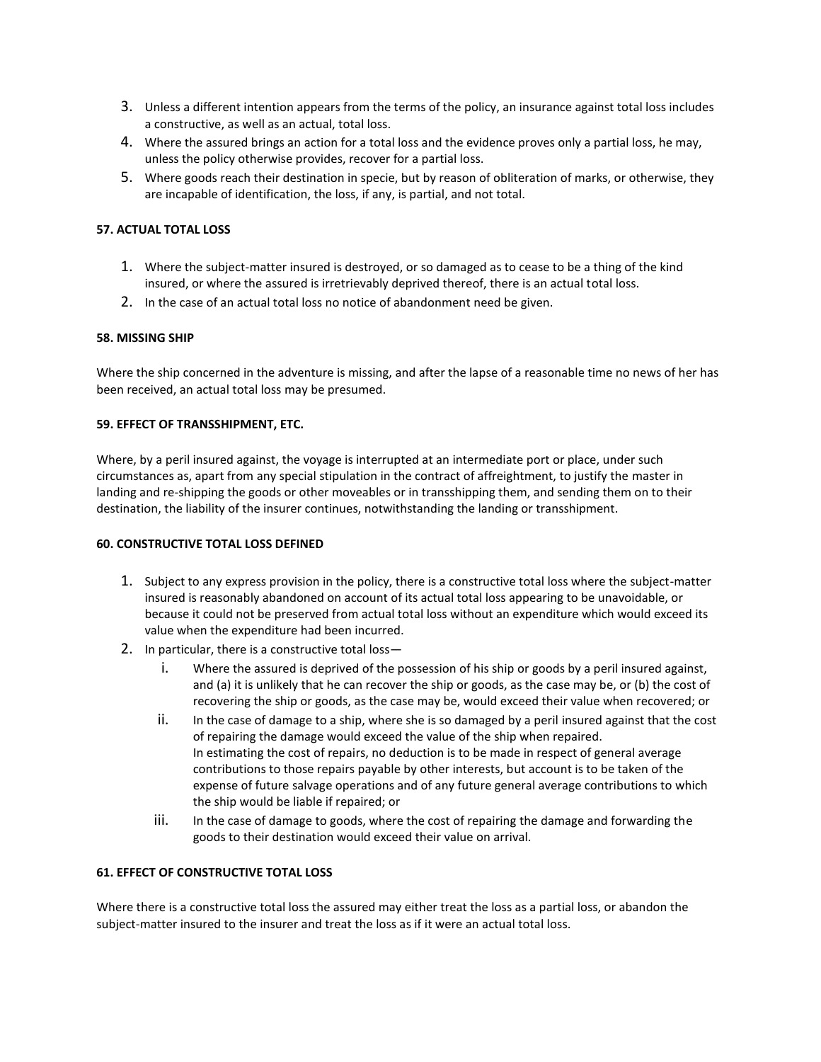3. Unless a different intention appears from the terms of the policy, an insurance against total loss includes a constructive, as well as an actual, total loss.
4. Where the assured brings an action for a total loss and the evidence proves only a partial loss, he may, unless the policy otherwise provides, recover for a partial loss.
5. Where goods reach their destination in specie, but by reason of obliteration of marks, or otherwise, they are incapable of identification, the loss, if any, is partial, and not total.

**57. ACTUAL TOTAL LOSS**

1. Where the subject-matter insured is destroyed, or so damaged as to cease to be a thing of the kind insured, or where the assured is irretrievably deprived thereof, there is an actual total loss.
2. In the case of an actual total loss no notice of abandonment need be given.

**58. MISSING SHIP**

Where the ship concerned in the adventure is missing, and after the lapse of a reasonable time no news of her has been received, an actual total loss may be presumed.

**59. EFFECT OF TRANSSHIPMENT, ETC.**

Where, by a peril insured against, the voyage is interrupted at an intermediate port or place, under such circumstances as, apart from any special stipulation in the contract of affreightment, to justify the master in landing and re-shipping the goods or other moveables or in transshipping them, and sending them on to their destination, the liability of the insurer continues, notwithstanding the landing or transshipment.

**60. CONSTRUCTIVE TOTAL LOSS DEFINED**

1. Subject to any express provision in the policy, there is a constructive total loss where the subject-matter insured is reasonably abandoned on account of its actual total loss appearing to be unavoidable, or because it could not be preserved from actual total loss without an expenditure which would exceed its value when the expenditure had been incurred.
2. In particular, there is a constructive total loss—
   i. Where the assured is deprived of the possession of his ship or goods by a peril insured against, and (a) it is unlikely that he can recover the ship or goods, as the case may be, or (b) the cost of recovering the ship or goods, as the case may be, would exceed their value when recovered; or
   ii. In the case of damage to a ship, where she is so damaged by a peril insured against that the cost of repairing the damage would exceed the value of the ship when repaired.
   In estimating the cost of repairs, no deduction is to be made in respect of general average contributions to those repairs payable by other interests, but account is to be taken of the expense of future salvage operations and of any future general average contributions to which the ship would be liable if repaired; or
   iii. In the case of damage to goods, where the cost of repairing the damage and forwarding the goods to their destination would exceed their value on arrival.

**61. EFFECT OF CONSTRUCTIVE TOTAL LOSS**

Where there is a constructive total loss the assured may either treat the loss as a partial loss, or abandon the subject-matter insured to the insurer and treat the loss as if it were an actual total loss.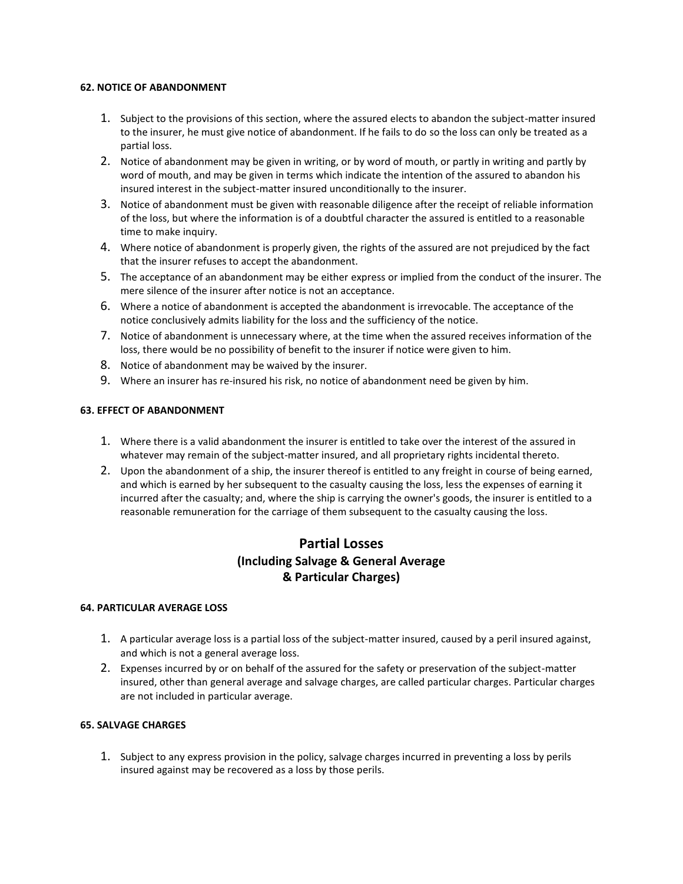#### 62. NOTICE OF ABANDONMENT

1. Subject to the provisions of this section, where the assured elects to abandon the subject-matter insured to the insurer, he must give notice of abandonment. If he fails to do so the loss can only be treated as a partial loss.
2. Notice of abandonment may be given in writing, or by word of mouth, or partly in writing and partly by word of mouth, and may be given in terms which indicate the intention of the assured to abandon his insured interest in the subject-matter insured unconditionally to the insurer.
3. Notice of abandonment must be given with reasonable diligence after the receipt of reliable information of the loss, but where the information is of a doubtful character the assured is entitled to a reasonable time to make inquiry.
4. Where notice of abandonment is properly given, the rights of the assured are not prejudiced by the fact that the insurer refuses to accept the abandonment.
5. The acceptance of an abandonment may be either express or implied from the conduct of the insurer. The mere silence of the insurer after notice is not an acceptance.
6. Where a notice of abandonment is accepted the abandonment is irrevocable. The acceptance of the notice conclusively admits liability for the loss and the sufficiency of the notice.
7. Notice of abandonment is unnecessary where, at the time when the assured receives information of the loss, there would be no possibility of benefit to the insurer if notice were given to him.
8. Notice of abandonment may be waived by the insurer.
9. Where an insurer has re-insured his risk, no notice of abandonment need be given by him.

#### 63. EFFECT OF ABANDONMENT

1. Where there is a valid abandonment the insurer is entitled to take over the interest of the assured in whatever may remain of the subject-matter insured, and all proprietary rights incidental thereto.
2. Upon the abandonment of a ship, the insurer thereof is entitled to any freight in course of being earned, and which is earned by her subsequent to the casualty causing the loss, less the expenses of earning it incurred after the casualty; and, where the ship is carrying the owner's goods, the insurer is entitled to a reasonable remuneration for the carriage of them subsequent to the casualty causing the loss.

## Partial Losses
### (Including Salvage & General Average & Particular Charges)

#### 64. PARTICULAR AVERAGE LOSS

1. A particular average loss is a partial loss of the subject-matter insured, caused by a peril insured against, and which is not a general average loss.
2. Expenses incurred by or on behalf of the assured for the safety or preservation of the subject-matter insured, other than general average and salvage charges, are called particular charges. Particular charges are not included in particular average.

#### 65. SALVAGE CHARGES

1. Subject to any express provision in the policy, salvage charges incurred in preventing a loss by perils insured against may be recovered as a loss by those perils.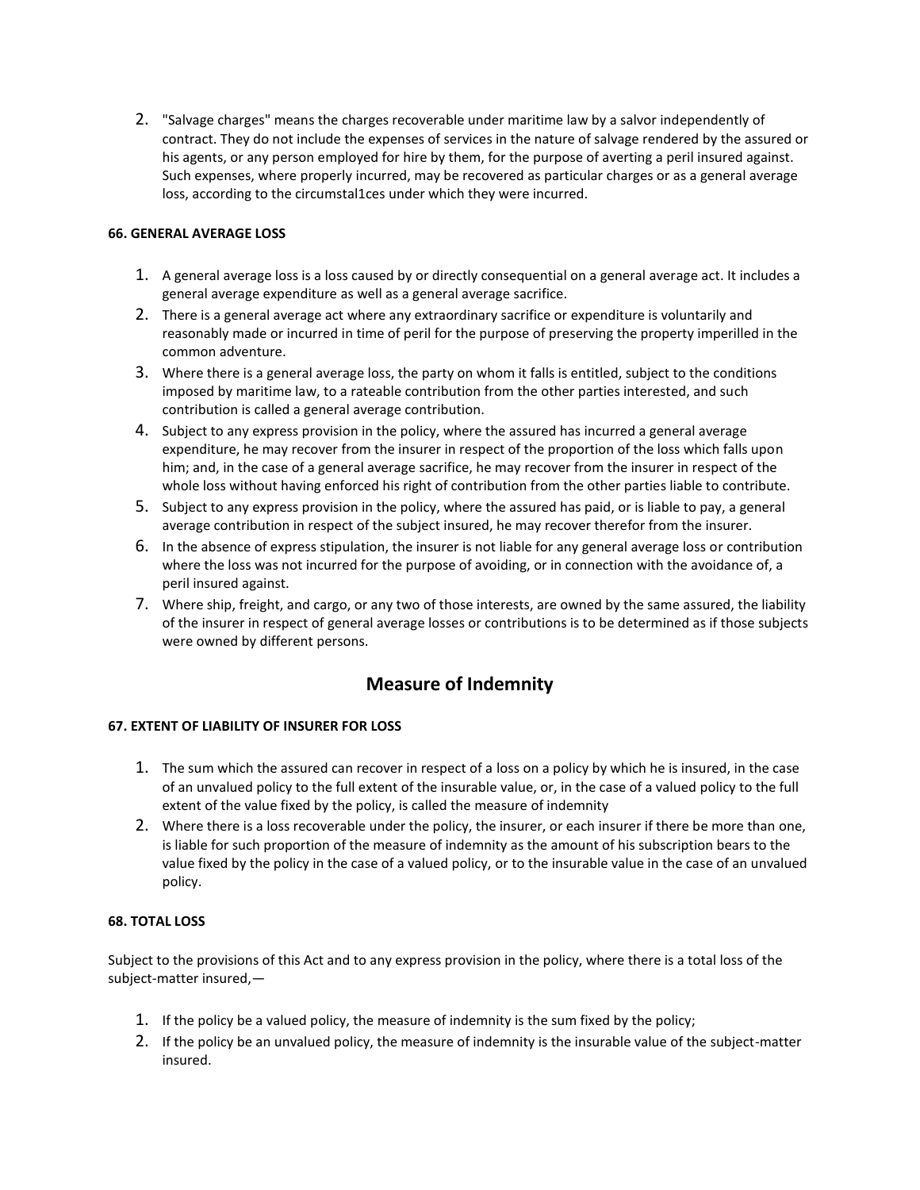2. "Salvage charges" means the charges recoverable under maritime law by a salvor independently of contract. They do not include the expenses of services in the nature of salvage rendered by the assured or his agents, or any person employed for hire by them, for the purpose of averting a peril insured against. Such expenses, where properly incurred, may be recovered as particular charges or as a general average loss, according to the circumstal1ces under which they were incurred.

**66. GENERAL AVERAGE LOSS**

1. A general average loss is a loss caused by or directly consequential on a general average act. It includes a general average expenditure as well as a general average sacrifice.
2. There is a general average act where any extraordinary sacrifice or expenditure is voluntarily and reasonably made or incurred in time of peril for the purpose of preserving the property imperilled in the common adventure.
3. Where there is a general average loss, the party on whom it falls is entitled, subject to the conditions imposed by maritime law, to a rateable contribution from the other parties interested, and such contribution is called a general average contribution.
4. Subject to any express provision in the policy, where the assured has incurred a general average expenditure, he may recover from the insurer in respect of the proportion of the loss which falls upon him; and, in the case of a general average sacrifice, he may recover from the insurer in respect of the whole loss without having enforced his right of contribution from the other parties liable to contribute.
5. Subject to any express provision in the policy, where the assured has paid, or is liable to pay, a general average contribution in respect of the subject insured, he may recover therefor from the insurer.
6. In the absence of express stipulation, the insurer is not liable for any general average loss or contribution where the loss was not incurred for the purpose of avoiding, or in connection with the avoidance of, a peril insured against.
7. Where ship, freight, and cargo, or any two of those interests, are owned by the same assured, the liability of the insurer in respect of general average losses or contributions is to be determined as if those subjects were owned by different persons.

## Measure of Indemnity

**67. EXTENT OF LIABILITY OF INSURER FOR LOSS**

1. The sum which the assured can recover in respect of a loss on a policy by which he is insured, in the case of an unvalued policy to the full extent of the insurable value, or, in the case of a valued policy to the full extent of the value fixed by the policy, is called the measure of indemnity
2. Where there is a loss recoverable under the policy, the insurer, or each insurer if there be more than one, is liable for such proportion of the measure of indemnity as the amount of his subscription bears to the value fixed by the policy in the case of a valued policy, or to the insurable value in the case of an unvalued policy.

**68. TOTAL LOSS**

Subject to the provisions of this Act and to any express provision in the policy, where there is a total loss of the subject-matter insured,—

1. If the policy be a valued policy, the measure of indemnity is the sum fixed by the policy;
2. If the policy be an unvalued policy, the measure of indemnity is the insurable value of the subject-matter insured.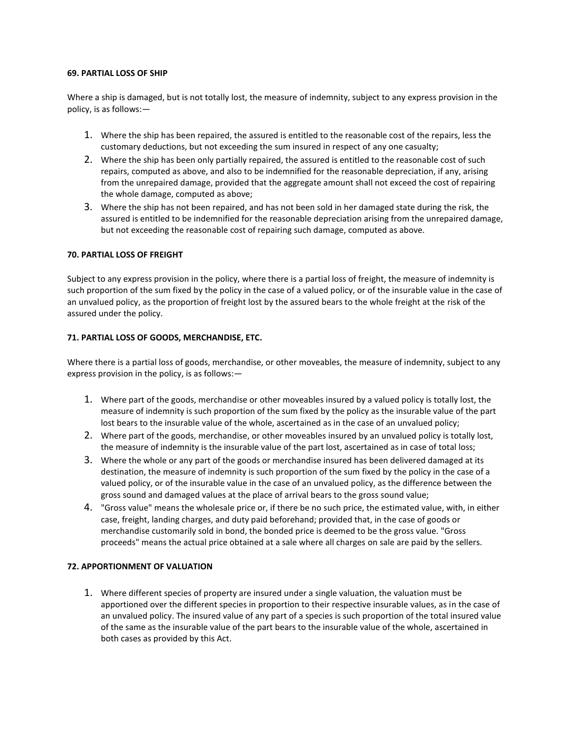**69. PARTIAL LOSS OF SHIP**

Where a ship is damaged, but is not totally lost, the measure of indemnity, subject to any express provision in the policy, is as follows:—

1. Where the ship has been repaired, the assured is entitled to the reasonable cost of the repairs, less the customary deductions, but not exceeding the sum insured in respect of any one casualty;
2. Where the ship has been only partially repaired, the assured is entitled to the reasonable cost of such repairs, computed as above, and also to be indemnified for the reasonable depreciation, if any, arising from the unrepaired damage, provided that the aggregate amount shall not exceed the cost of repairing the whole damage, computed as above;
3. Where the ship has not been repaired, and has not been sold in her damaged state during the risk, the assured is entitled to be indemnified for the reasonable depreciation arising from the unrepaired damage, but not exceeding the reasonable cost of repairing such damage, computed as above.

**70. PARTIAL LOSS OF FREIGHT**

Subject to any express provision in the policy, where there is a partial loss of freight, the measure of indemnity is such proportion of the sum fixed by the policy in the case of a valued policy, or of the insurable value in the case of an unvalued policy, as the proportion of freight lost by the assured bears to the whole freight at the risk of the assured under the policy.

**71. PARTIAL LOSS OF GOODS, MERCHANDISE, ETC.**

Where there is a partial loss of goods, merchandise, or other moveables, the measure of indemnity, subject to any express provision in the policy, is as follows:—

1. Where part of the goods, merchandise or other moveables insured by a valued policy is totally lost, the measure of indemnity is such proportion of the sum fixed by the policy as the insurable value of the part lost bears to the insurable value of the whole, ascertained as in the case of an unvalued policy;
2. Where part of the goods, merchandise, or other moveables insured by an unvalued policy is totally lost, the measure of indemnity is the insurable value of the part lost, ascertained as in case of total loss;
3. Where the whole or any part of the goods or merchandise insured has been delivered damaged at its destination, the measure of indemnity is such proportion of the sum fixed by the policy in the case of a valued policy, or of the insurable value in the case of an unvalued policy, as the difference between the gross sound and damaged values at the place of arrival bears to the gross sound value;
4. "Gross value" means the wholesale price or, if there be no such price, the estimated value, with, in either case, freight, landing charges, and duty paid beforehand; provided that, in the case of goods or merchandise customarily sold in bond, the bonded price is deemed to be the gross value. "Gross proceeds" means the actual price obtained at a sale where all charges on sale are paid by the sellers.

**72. APPORTIONMENT OF VALUATION**

1. Where different species of property are insured under a single valuation, the valuation must be apportioned over the different species in proportion to their respective insurable values, as in the case of an unvalued policy. The insured value of any part of a species is such proportion of the total insured value of the same as the insurable value of the part bears to the insurable value of the whole, ascertained in both cases as provided by this Act.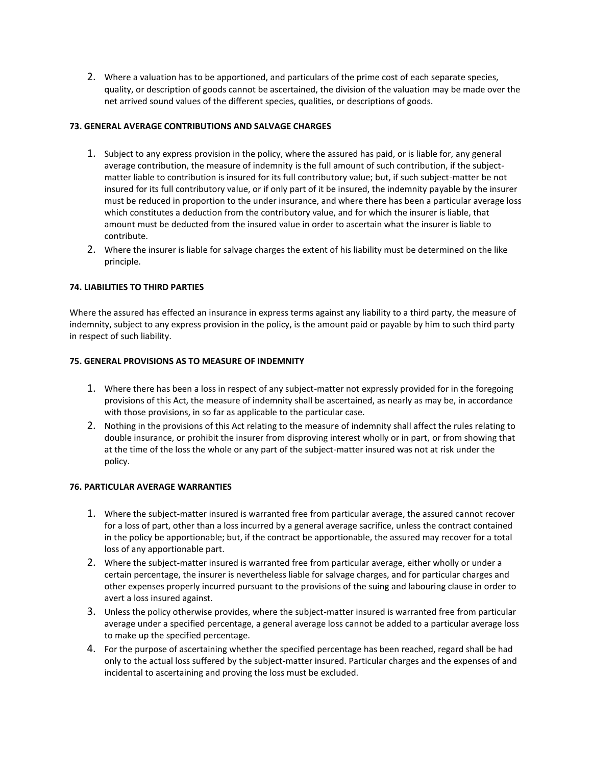2. Where a valuation has to be apportioned, and particulars of the prime cost of each separate species, quality, or description of goods cannot be ascertained, the division of the valuation may be made over the net arrived sound values of the different species, qualities, or descriptions of goods.

**73. GENERAL AVERAGE CONTRIBUTIONS AND SALVAGE CHARGES**

1. Subject to any express provision in the policy, where the assured has paid, or is liable for, any general average contribution, the measure of indemnity is the full amount of such contribution, if the subject-matter liable to contribution is insured for its full contributory value; but, if such subject-matter be not insured for its full contributory value, or if only part of it be insured, the indemnity payable by the insurer must be reduced in proportion to the under insurance, and where there has been a particular average loss which constitutes a deduction from the contributory value, and for which the insurer is liable, that amount must be deducted from the insured value in order to ascertain what the insurer is liable to contribute.
2. Where the insurer is liable for salvage charges the extent of his liability must be determined on the like principle.

**74. LIABILITIES TO THIRD PARTIES**

Where the assured has effected an insurance in express terms against any liability to a third party, the measure of indemnity, subject to any express provision in the policy, is the amount paid or payable by him to such third party in respect of such liability.

**75. GENERAL PROVISIONS AS TO MEASURE OF INDEMNITY**

1. Where there has been a loss in respect of any subject-matter not expressly provided for in the foregoing provisions of this Act, the measure of indemnity shall be ascertained, as nearly as may be, in accordance with those provisions, in so far as applicable to the particular case.
2. Nothing in the provisions of this Act relating to the measure of indemnity shall affect the rules relating to double insurance, or prohibit the insurer from disproving interest wholly or in part, or from showing that at the time of the loss the whole or any part of the subject-matter insured was not at risk under the policy.

**76. PARTICULAR AVERAGE WARRANTIES**

1. Where the subject-matter insured is warranted free from particular average, the assured cannot recover for a loss of part, other than a loss incurred by a general average sacrifice, unless the contract contained in the policy be apportionable; but, if the contract be apportionable, the assured may recover for a total loss of any apportionable part.
2. Where the subject-matter insured is warranted free from particular average, either wholly or under a certain percentage, the insurer is nevertheless liable for salvage charges, and for particular charges and other expenses properly incurred pursuant to the provisions of the suing and labouring clause in order to avert a loss insured against.
3. Unless the policy otherwise provides, where the subject-matter insured is warranted free from particular average under a specified percentage, a general average loss cannot be added to a particular average loss to make up the specified percentage.
4. For the purpose of ascertaining whether the specified percentage has been reached, regard shall be had only to the actual loss suffered by the subject-matter insured. Particular charges and the expenses of and incidental to ascertaining and proving the loss must be excluded.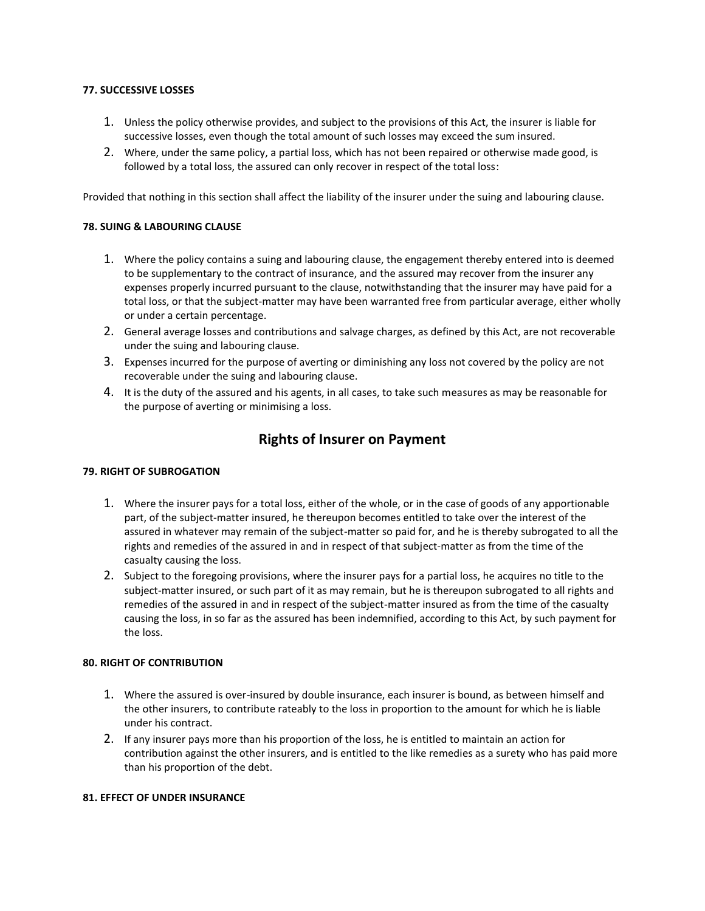#### 77. SUCCESSIVE LOSSES

1. Unless the policy otherwise provides, and subject to the provisions of this Act, the insurer is liable for successive losses, even though the total amount of such losses may exceed the sum insured.
2. Where, under the same policy, a partial loss, which has not been repaired or otherwise made good, is followed by a total loss, the assured can only recover in respect of the total loss:

Provided that nothing in this section shall affect the liability of the insurer under the suing and labouring clause.

#### 78. SUING & LABOURING CLAUSE

1. Where the policy contains a suing and labouring clause, the engagement thereby entered into is deemed to be supplementary to the contract of insurance, and the assured may recover from the insurer any expenses properly incurred pursuant to the clause, notwithstanding that the insurer may have paid for a total loss, or that the subject-matter may have been warranted free from particular average, either wholly or under a certain percentage.
2. General average losses and contributions and salvage charges, as defined by this Act, are not recoverable under the suing and labouring clause.
3. Expenses incurred for the purpose of averting or diminishing any loss not covered by the policy are not recoverable under the suing and labouring clause.
4. It is the duty of the assured and his agents, in all cases, to take such measures as may be reasonable for the purpose of averting or minimising a loss.

## Rights of Insurer on Payment

#### 79. RIGHT OF SUBROGATION

1. Where the insurer pays for a total loss, either of the whole, or in the case of goods of any apportionable part, of the subject-matter insured, he thereupon becomes entitled to take over the interest of the assured in whatever may remain of the subject-matter so paid for, and he is thereby subrogated to all the rights and remedies of the assured in and in respect of that subject-matter as from the time of the casualty causing the loss.
2. Subject to the foregoing provisions, where the insurer pays for a partial loss, he acquires no title to the subject-matter insured, or such part of it as may remain, but he is thereupon subrogated to all rights and remedies of the assured in and in respect of the subject-matter insured as from the time of the casualty causing the loss, in so far as the assured has been indemnified, according to this Act, by such payment for the loss.

#### 80. RIGHT OF CONTRIBUTION

1. Where the assured is over-insured by double insurance, each insurer is bound, as between himself and the other insurers, to contribute rateably to the loss in proportion to the amount for which he is liable under his contract.
2. If any insurer pays more than his proportion of the loss, he is entitled to maintain an action for contribution against the other insurers, and is entitled to the like remedies as a surety who has paid more than his proportion of the debt.

#### 81. EFFECT OF UNDER INSURANCE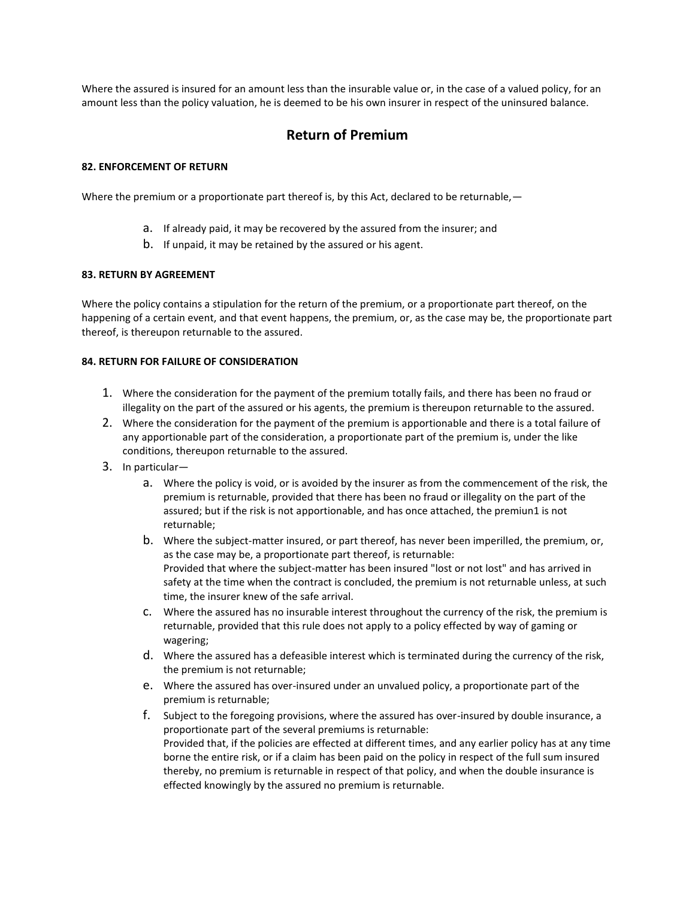Where the assured is insured for an amount less than the insurable value or, in the case of a valued policy, for an amount less than the policy valuation, he is deemed to be his own insurer in respect of the uninsured balance.

## Return of Premium

**82. ENFORCEMENT OF RETURN**

Where the premium or a proportionate part thereof is, by this Act, declared to be returnable,—

a. If already paid, it may be recovered by the assured from the insurer; and
b. If unpaid, it may be retained by the assured or his agent.

**83. RETURN BY AGREEMENT**

Where the policy contains a stipulation for the return of the premium, or a proportionate part thereof, on the happening of a certain event, and that event happens, the premium, or, as the case may be, the proportionate part thereof, is thereupon returnable to the assured.

**84. RETURN FOR FAILURE OF CONSIDERATION**

1. Where the consideration for the payment of the premium totally fails, and there has been no fraud or illegality on the part of the assured or his agents, the premium is thereupon returnable to the assured.
2. Where the consideration for the payment of the premium is apportionable and there is a total failure of any apportionable part of the consideration, a proportionate part of the premium is, under the like conditions, thereupon returnable to the assured.
3. In particular—
    a. Where the policy is void, or is avoided by the insurer as from the commencement of the risk, the premium is returnable, provided that there has been no fraud or illegality on the part of the assured; but if the risk is not apportionable, and has once attached, the premiun1 is not returnable;
    b. Where the subject-matter insured, or part thereof, has never been imperilled, the premium, or, as the case may be, a proportionate part thereof, is returnable:
    Provided that where the subject-matter has been insured "lost or not lost" and has arrived in safety at the time when the contract is concluded, the premium is not returnable unless, at such time, the insurer knew of the safe arrival.
    c. Where the assured has no insurable interest throughout the currency of the risk, the premium is returnable, provided that this rule does not apply to a policy effected by way of gaming or wagering;
    d. Where the assured has a defeasible interest which is terminated during the currency of the risk, the premium is not returnable;
    e. Where the assured has over-insured under an unvalued policy, a proportionate part of the premium is returnable;
    f. Subject to the foregoing provisions, where the assured has over-insured by double insurance, a proportionate part of the several premiums is returnable:
    Provided that, if the policies are effected at different times, and any earlier policy has at any time borne the entire risk, or if a claim has been paid on the policy in respect of the full sum insured thereby, no premium is returnable in respect of that policy, and when the double insurance is effected knowingly by the assured no premium is returnable.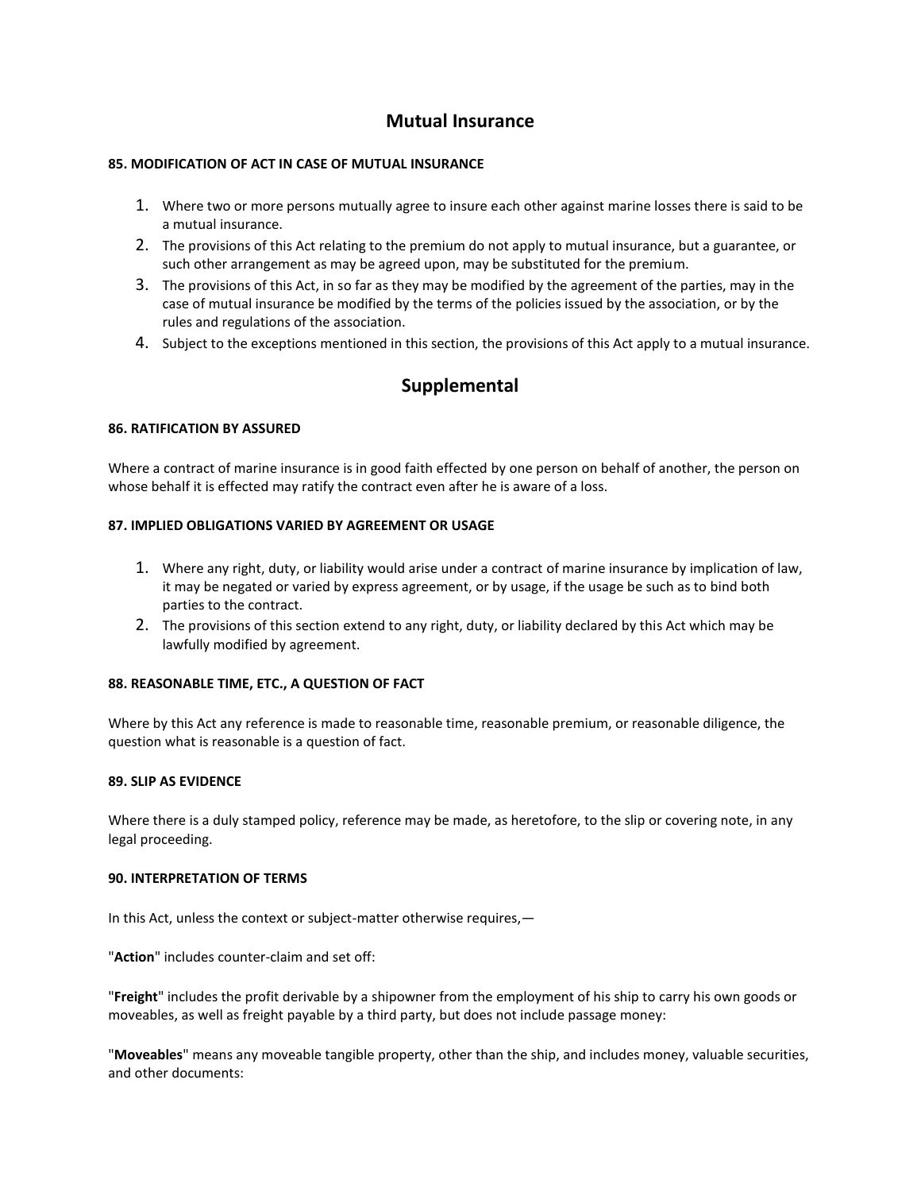## Mutual Insurance

### 85. MODIFICATION OF ACT IN CASE OF MUTUAL INSURANCE

1. Where two or more persons mutually agree to insure each other against marine losses there is said to be a mutual insurance.
2. The provisions of this Act relating to the premium do not apply to mutual insurance, but a guarantee, or such other arrangement as may be agreed upon, may be substituted for the premium.
3. The provisions of this Act, in so far as they may be modified by the agreement of the parties, may in the case of mutual insurance be modified by the terms of the policies issued by the association, or by the rules and regulations of the association.
4. Subject to the exceptions mentioned in this section, the provisions of this Act apply to a mutual insurance.

## Supplemental

### 86. RATIFICATION BY ASSURED

Where a contract of marine insurance is in good faith effected by one person on behalf of another, the person on whose behalf it is effected may ratify the contract even after he is aware of a loss.

### 87. IMPLIED OBLIGATIONS VARIED BY AGREEMENT OR USAGE

1. Where any right, duty, or liability would arise under a contract of marine insurance by implication of law, it may be negated or varied by express agreement, or by usage, if the usage be such as to bind both parties to the contract.
2. The provisions of this section extend to any right, duty, or liability declared by this Act which may be lawfully modified by agreement.

### 88. REASONABLE TIME, ETC., A QUESTION OF FACT

Where by this Act any reference is made to reasonable time, reasonable premium, or reasonable diligence, the question what is reasonable is a question of fact.

### 89. SLIP AS EVIDENCE

Where there is a duly stamped policy, reference may be made, as heretofore, to the slip or covering note, in any legal proceeding.

### 90. INTERPRETATION OF TERMS

In this Act, unless the context or subject-matter otherwise requires,—

"**Action**" includes counter-claim and set off:

"**Freight**" includes the profit derivable by a shipowner from the employment of his ship to carry his own goods or moveables, as well as freight payable by a third party, but does not include passage money:

"**Moveables**" means any moveable tangible property, other than the ship, and includes money, valuable securities, and other documents: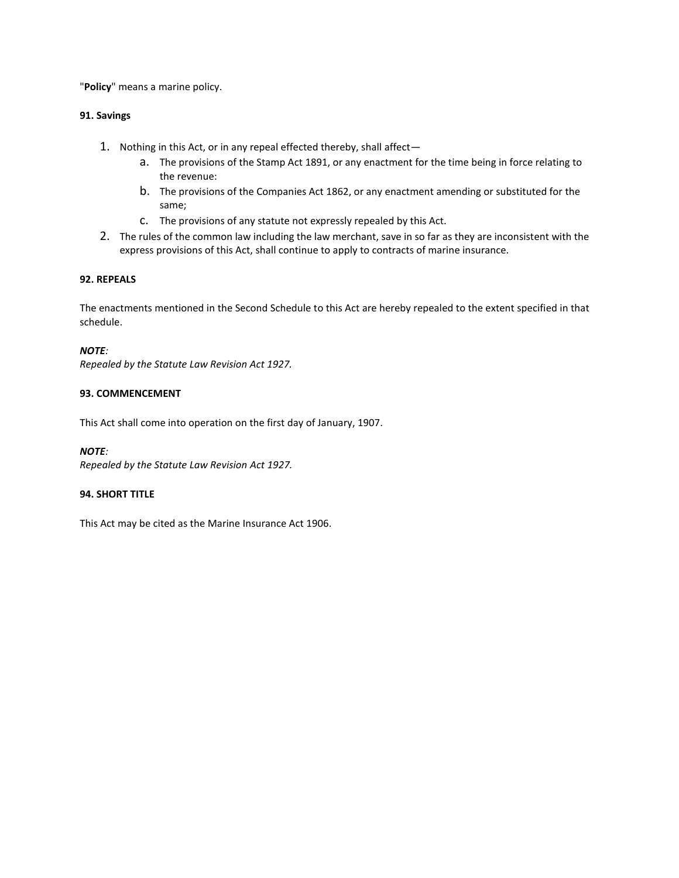"**Policy**" means a marine policy.

**91. Savings**

1. Nothing in this Act, or in any repeal effected thereby, shall affect—
   a. The provisions of the Stamp Act 1891, or any enactment for the time being in force relating to the revenue:
   b. The provisions of the Companies Act 1862, or any enactment amending or substituted for the same;
   c. The provisions of any statute not expressly repealed by this Act.
2. The rules of the common law including the law merchant, save in so far as they are inconsistent with the express provisions of this Act, shall continue to apply to contracts of marine insurance.

**92. REPEALS**

The enactments mentioned in the Second Schedule to this Act are hereby repealed to the extent specified in that schedule.

***NOTE****:*
*Repealed by the Statute Law Revision Act 1927.*

**93. COMMENCEMENT**

This Act shall come into operation on the first day of January, 1907.

***NOTE****:*
*Repealed by the Statute Law Revision Act 1927.*

**94. SHORT TITLE**

This Act may be cited as the Marine Insurance Act 1906.